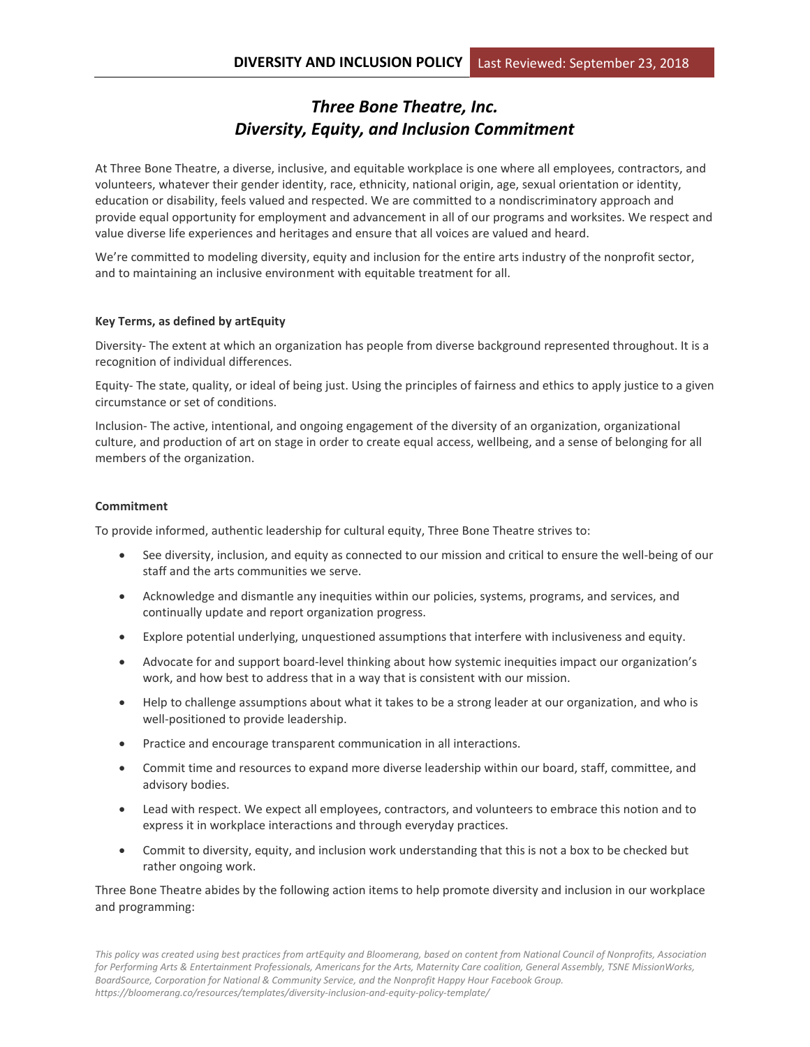**DIVERSITY AND INCLUSION POLICY** Last Reviewed: September 23, 2018

# *Three Bone Theatre, Inc.*
# *Diversity, Equity, and Inclusion Commitment*

At Three Bone Theatre, a diverse, inclusive, and equitable workplace is one where all employees, contractors, and volunteers, whatever their gender identity, race, ethnicity, national origin, age, sexual orientation or identity, education or disability, feels valued and respected. We are committed to a nondiscriminatory approach and provide equal opportunity for employment and advancement in all of our programs and worksites. We respect and value diverse life experiences and heritages and ensure that all voices are valued and heard.

We're committed to modeling diversity, equity and inclusion for the entire arts industry of the nonprofit sector, and to maintaining an inclusive environment with equitable treatment for all.

**Key Terms, as defined by artEquity**

Diversity- The extent at which an organization has people from diverse background represented throughout. It is a recognition of individual differences.

Equity- The state, quality, or ideal of being just. Using the principles of fairness and ethics to apply justice to a given circumstance or set of conditions.

Inclusion- The active, intentional, and ongoing engagement of the diversity of an organization, organizational culture, and production of art on stage in order to create equal access, wellbeing, and a sense of belonging for all members of the organization.

**Commitment**

To provide informed, authentic leadership for cultural equity, Three Bone Theatre strives to:

- See diversity, inclusion, and equity as connected to our mission and critical to ensure the well-being of our staff and the arts communities we serve.
- Acknowledge and dismantle any inequities within our policies, systems, programs, and services, and continually update and report organization progress.
- Explore potential underlying, unquestioned assumptions that interfere with inclusiveness and equity.
- Advocate for and support board-level thinking about how systemic inequities impact our organization's work, and how best to address that in a way that is consistent with our mission.
- Help to challenge assumptions about what it takes to be a strong leader at our organization, and who is well-positioned to provide leadership.
- Practice and encourage transparent communication in all interactions.
- Commit time and resources to expand more diverse leadership within our board, staff, committee, and advisory bodies.
- Lead with respect. We expect all employees, contractors, and volunteers to embrace this notion and to express it in workplace interactions and through everyday practices.
- Commit to diversity, equity, and inclusion work understanding that this is not a box to be checked but rather ongoing work.

Three Bone Theatre abides by the following action items to help promote diversity and inclusion in our workplace and programming:

*This policy was created using best practices from artEquity and Bloomerang, based on content from National Council of Nonprofits, Association for Performing Arts & Entertainment Professionals, Americans for the Arts, Maternity Care coalition, General Assembly, TSNE MissionWorks, BoardSource, Corporation for National & Community Service, and the Nonprofit Happy Hour Facebook Group. https://bloomerang.co/resources/templates/diversity-inclusion-and-equity-policy-template/*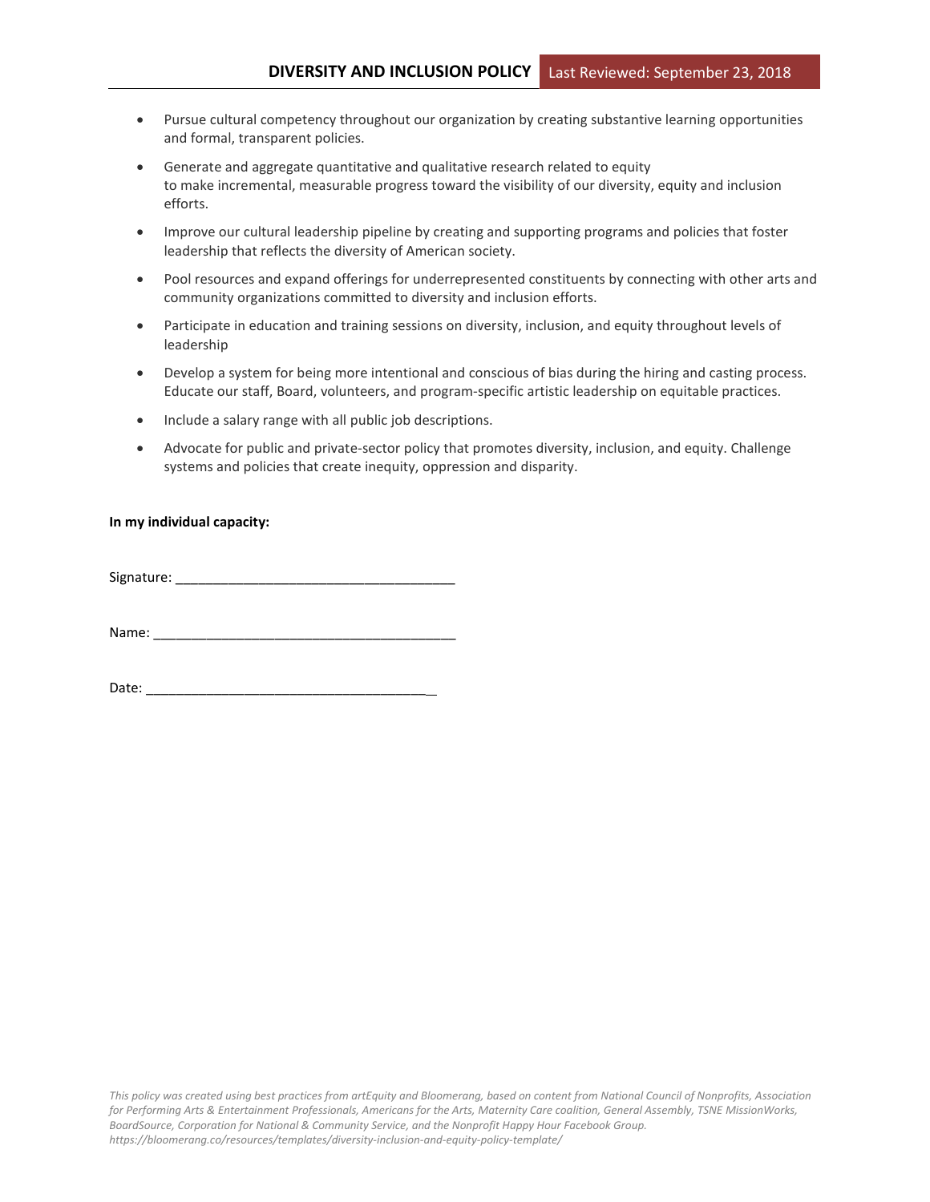- Pursue cultural competency throughout our organization by creating substantive learning opportunities and formal, transparent policies.
- Generate and aggregate quantitative and qualitative research related to equity to make incremental, measurable progress toward the visibility of our diversity, equity and inclusion efforts.
- Improve our cultural leadership pipeline by creating and supporting programs and policies that foster leadership that reflects the diversity of American society.
- Pool resources and expand offerings for underrepresented constituents by connecting with other arts and community organizations committed to diversity and inclusion efforts.
- Participate in education and training sessions on diversity, inclusion, and equity throughout levels of leadership
- Develop a system for being more intentional and conscious of bias during the hiring and casting process. Educate our staff, Board, volunteers, and program-specific artistic leadership on equitable practices.
- Include a salary range with all public job descriptions.
- Advocate for public and private-sector policy that promotes diversity, inclusion, and equity. Challenge systems and policies that create inequity, oppression and disparity.

**In my individual capacity:**

Signature: _____________________________________

Name: ________________________________________

Date: ______________________________________

*This policy was created using best practices from artEquity and Bloomerang, based on content from National Council of Nonprofits, Association for Performing Arts & Entertainment Professionals, Americans for the Arts, Maternity Care coalition, General Assembly, TSNE MissionWorks, BoardSource, Corporation for National & Community Service, and the Nonprofit Happy Hour Facebook Group. https://bloomerang.co/resources/templates/diversity-inclusion-and-equity-policy-template/*